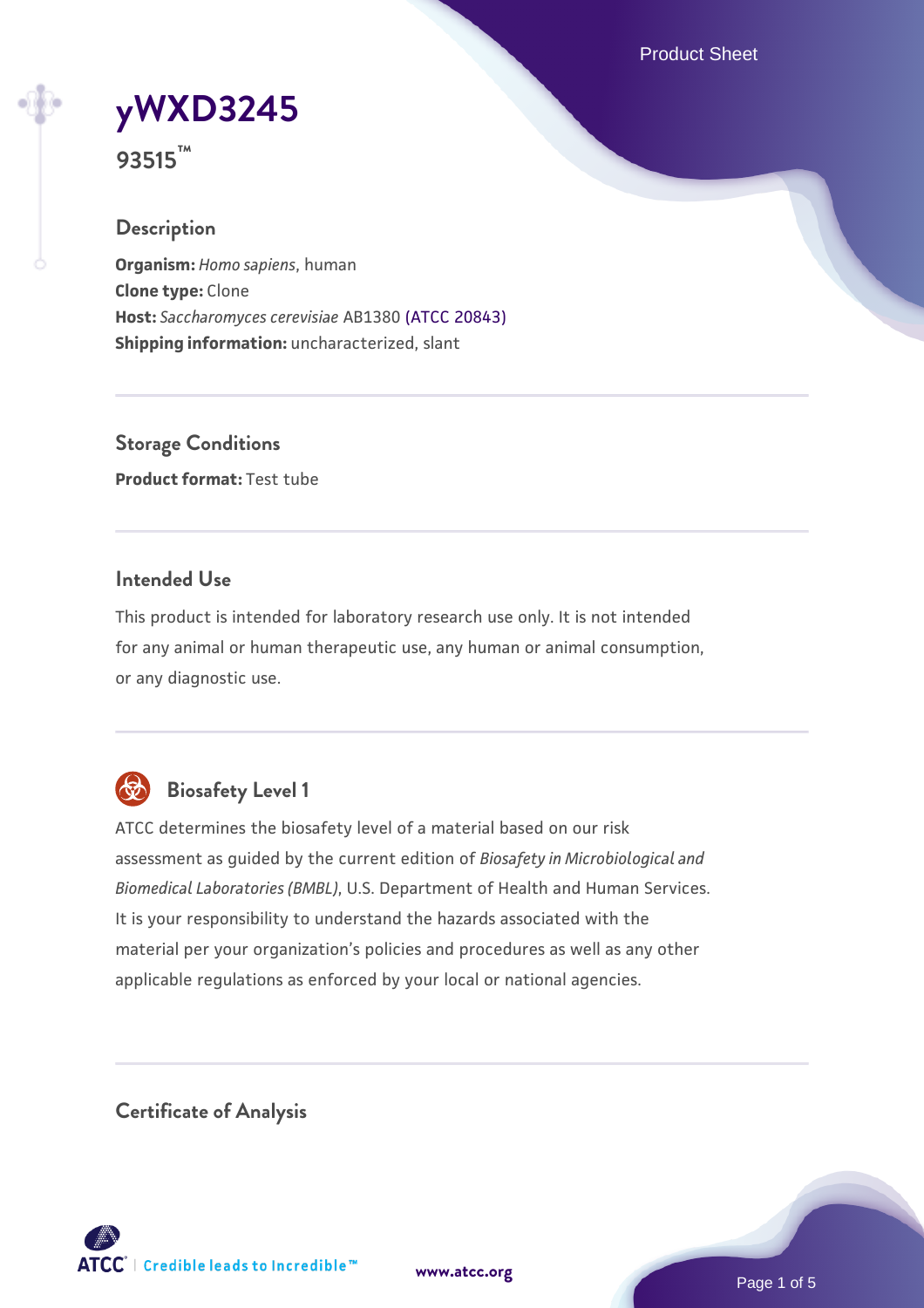# yWXD3245

**93515™**

## Description

**Organism:** *Homo sapiens*, human
**Clone type:** Clone
**Host:** *Saccharomyces cerevisiae* AB1380 (ATCC 20843)
**Shipping information:** uncharacterized, slant

## Storage Conditions

**Product format:** Test tube

## Intended Use

This product is intended for laboratory research use only. It is not intended for any animal or human therapeutic use, any human or animal consumption, or any diagnostic use.

## Biosafety Level 1

ATCC determines the biosafety level of a material based on our risk assessment as guided by the current edition of *Biosafety in Microbiological and Biomedical Laboratories (BMBL)*, U.S. Department of Health and Human Services. It is your responsibility to understand the hazards associated with the material per your organization's policies and procedures as well as any other applicable regulations as enforced by your local or national agencies.

## Certificate of Analysis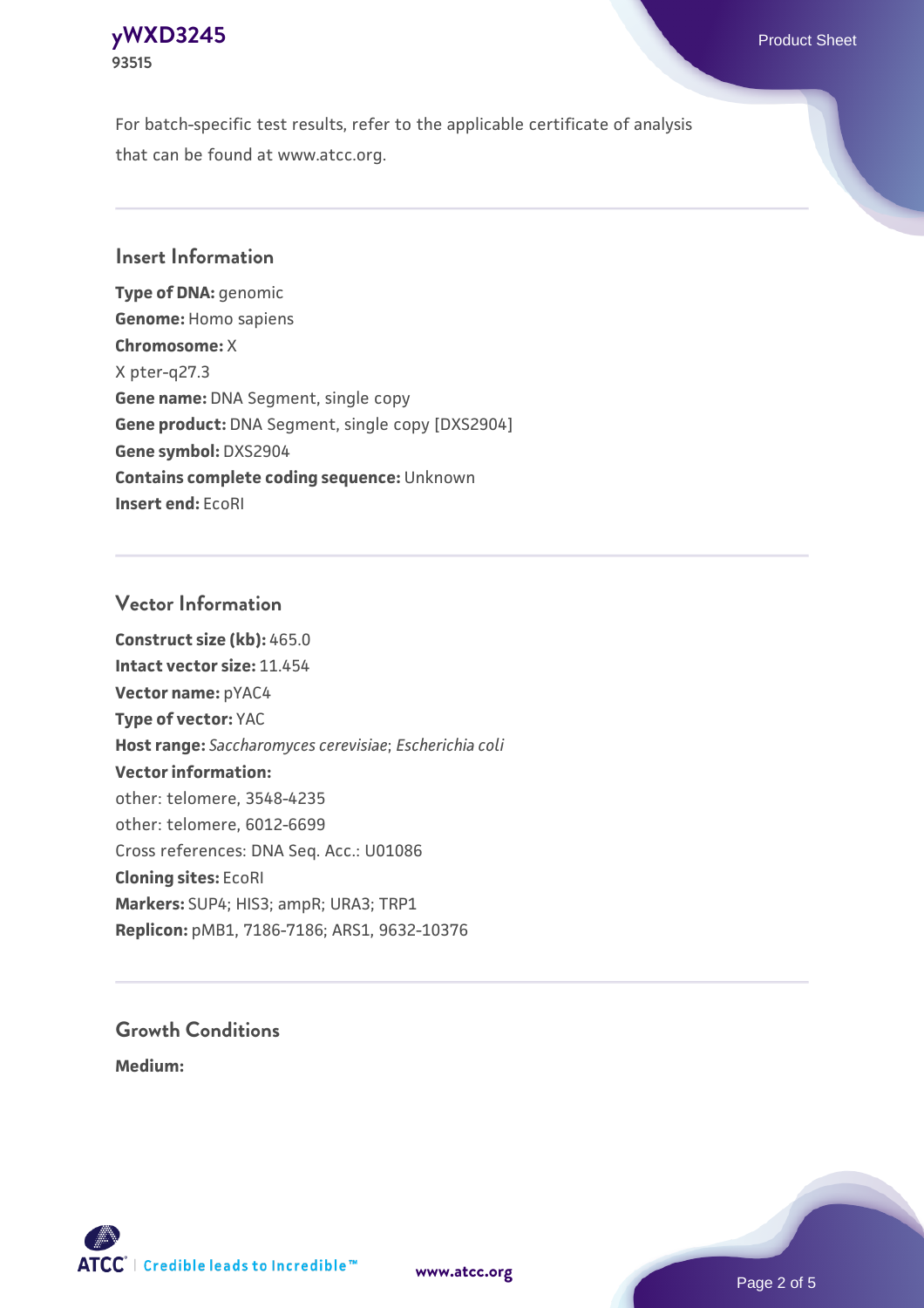For batch-specific test results, refer to the applicable certificate of analysis that can be found at www.atcc.org.

## Insert Information

**Type of DNA:** genomic
**Genome:** Homo sapiens
**Chromosome:** X
X pter-q27.3
**Gene name:** DNA Segment, single copy
**Gene product:** DNA Segment, single copy [DXS2904]
**Gene symbol:** DXS2904
**Contains complete coding sequence:** Unknown
**Insert end:** EcoRI

## Vector Information

**Construct size (kb):** 465.0
**Intact vector size:** 11.454
**Vector name:** pYAC4
**Type of vector:** YAC
**Host range:** *Saccharomyces cerevisiae*; *Escherichia coli*
**Vector information:**
other: telomere, 3548-4235
other: telomere, 6012-6699
Cross references: DNA Seq. Acc.: U01086
**Cloning sites:** EcoRI
**Markers:** SUP4; HIS3; ampR; URA3; TRP1
**Replicon:** pMB1, 7186-7186; ARS1, 9632-10376

## Growth Conditions

**Medium:**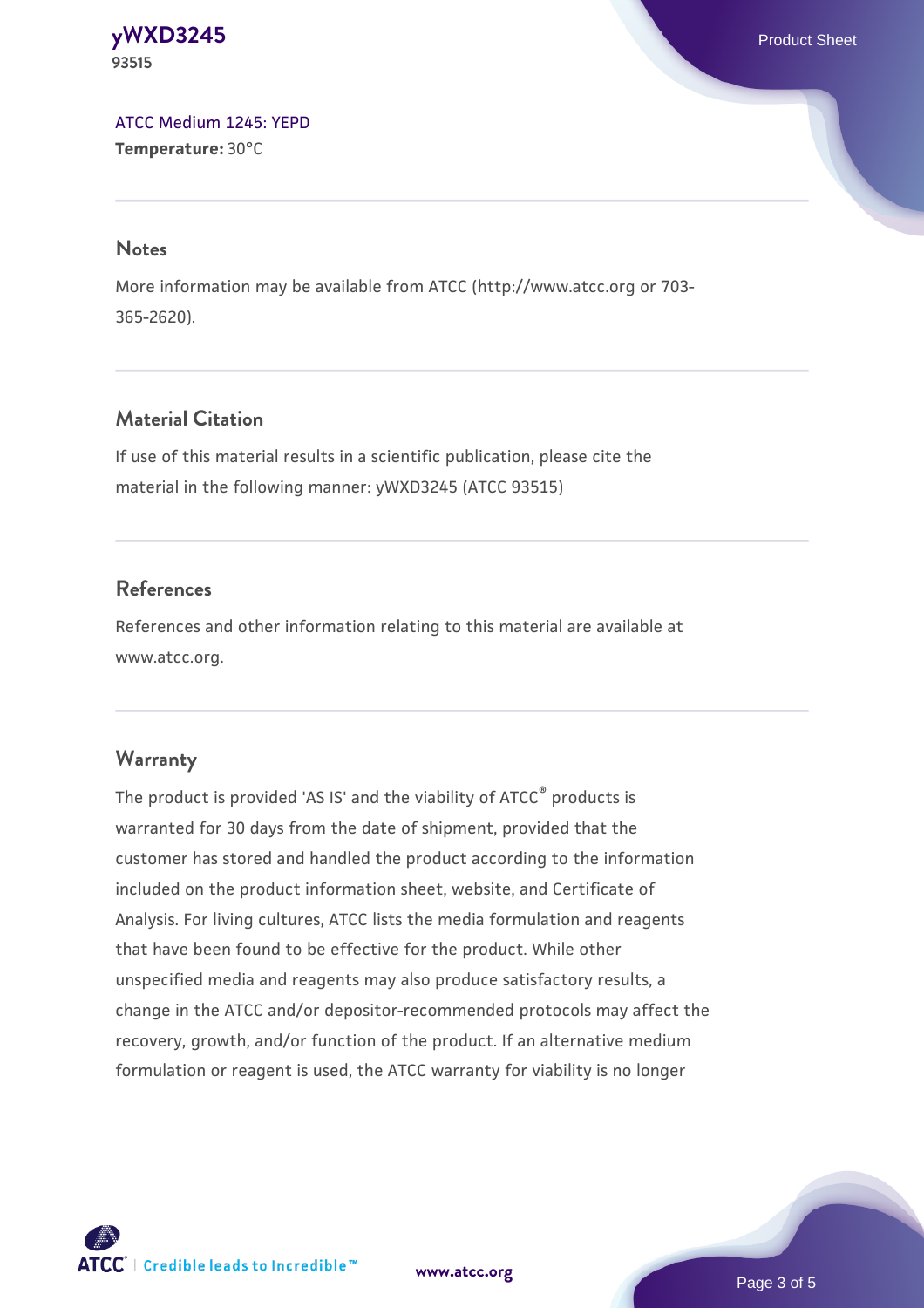ATCC Medium 1245: YEPD
**Temperature:** 30°C

## Notes

More information may be available from ATCC (http://www.atcc.org or 703-365-2620).

## Material Citation

If use of this material results in a scientific publication, please cite the material in the following manner: yWXD3245 (ATCC 93515)

## References

References and other information relating to this material are available at www.atcc.org.

## Warranty

The product is provided 'AS IS' and the viability of ATCC® products is warranted for 30 days from the date of shipment, provided that the customer has stored and handled the product according to the information included on the product information sheet, website, and Certificate of Analysis. For living cultures, ATCC lists the media formulation and reagents that have been found to be effective for the product. While other unspecified media and reagents may also produce satisfactory results, a change in the ATCC and/or depositor-recommended protocols may affect the recovery, growth, and/or function of the product. If an alternative medium formulation or reagent is used, the ATCC warranty for viability is no longer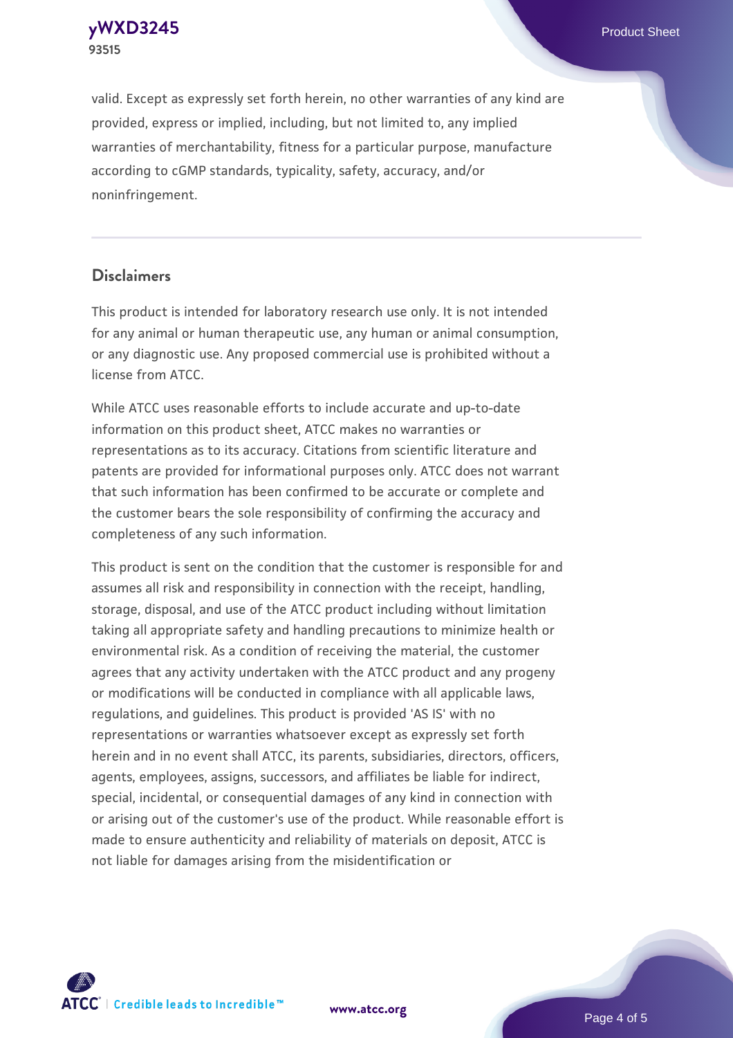valid. Except as expressly set forth herein, no other warranties of any kind are provided, express or implied, including, but not limited to, any implied warranties of merchantability, fitness for a particular purpose, manufacture according to cGMP standards, typicality, safety, accuracy, and/or noninfringement.

## Disclaimers

This product is intended for laboratory research use only. It is not intended for any animal or human therapeutic use, any human or animal consumption, or any diagnostic use. Any proposed commercial use is prohibited without a license from ATCC.

While ATCC uses reasonable efforts to include accurate and up-to-date information on this product sheet, ATCC makes no warranties or representations as to its accuracy. Citations from scientific literature and patents are provided for informational purposes only. ATCC does not warrant that such information has been confirmed to be accurate or complete and the customer bears the sole responsibility of confirming the accuracy and completeness of any such information.

This product is sent on the condition that the customer is responsible for and assumes all risk and responsibility in connection with the receipt, handling, storage, disposal, and use of the ATCC product including without limitation taking all appropriate safety and handling precautions to minimize health or environmental risk. As a condition of receiving the material, the customer agrees that any activity undertaken with the ATCC product and any progeny or modifications will be conducted in compliance with all applicable laws, regulations, and guidelines. This product is provided 'AS IS' with no representations or warranties whatsoever except as expressly set forth herein and in no event shall ATCC, its parents, subsidiaries, directors, officers, agents, employees, assigns, successors, and affiliates be liable for indirect, special, incidental, or consequential damages of any kind in connection with or arising out of the customer's use of the product. While reasonable effort is made to ensure authenticity and reliability of materials on deposit, ATCC is not liable for damages arising from the misidentification or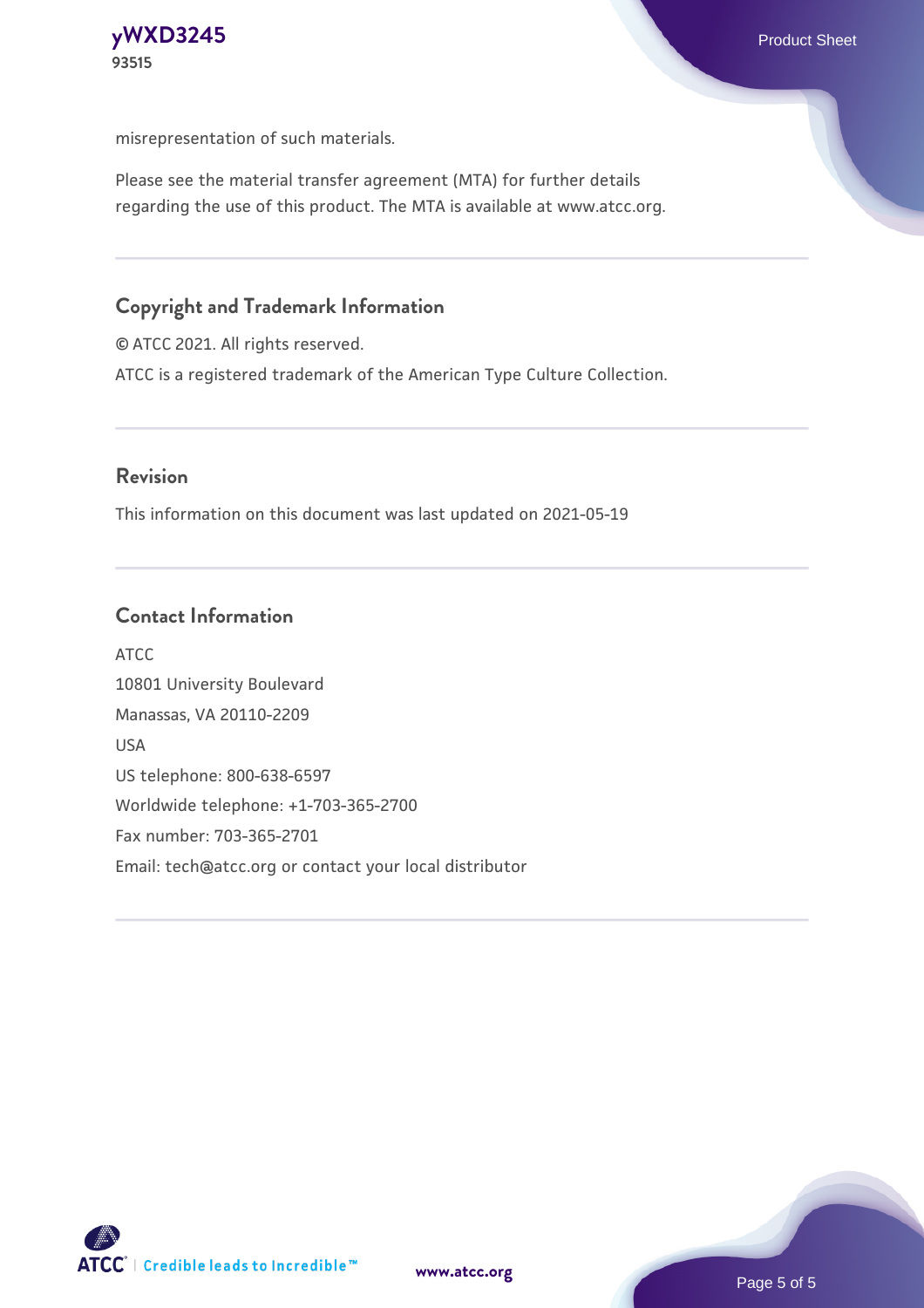misrepresentation of such materials.

Please see the material transfer agreement (MTA) for further details regarding the use of this product. The MTA is available at www.atcc.org.

## Copyright and Trademark Information

© ATCC 2021. All rights reserved.

ATCC is a registered trademark of the American Type Culture Collection.

## Revision

This information on this document was last updated on 2021-05-19

## Contact Information

ATCC
10801 University Boulevard
Manassas, VA 20110-2209
USA
US telephone: 800-638-6597
Worldwide telephone: +1-703-365-2700
Fax number: 703-365-2701
Email: tech@atcc.org or contact your local distributor